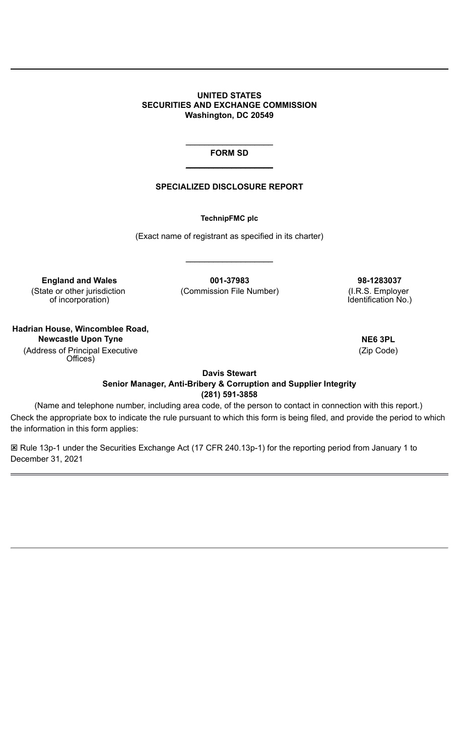**UNITED STATES**
**SECURITIES AND EXCHANGE COMMISSION**
**Washington, DC 20549**

**FORM SD**

**SPECIALIZED DISCLOSURE REPORT**

**TechnipFMC plc**

(Exact name of registrant as specified in its charter)

| **England and Wales** | **001-37983** | **98-1283037** |
|---|---|---|
| (State or other jurisdiction of incorporation) | (Commission File Number) | (I.R.S. Employer Identification No.) |

| **Hadrian House, Wincomblee Road, Newcastle Upon Tyne** | **NE6 3PL** |
|---|---|
| (Address of Principal Executive Offices) | (Zip Code) |

**Davis Stewart**
**Senior Manager, Anti-Bribery & Corruption and Supplier Integrity**
**(281) 591-3858**

(Name and telephone number, including area code, of the person to contact in connection with this report.)

Check the appropriate box to indicate the rule pursuant to which this form is being filed, and provide the period to which the information in this form applies:

☒ Rule 13p-1 under the Securities Exchange Act (17 CFR 240.13p-1) for the reporting period from January 1 to December 31, 2021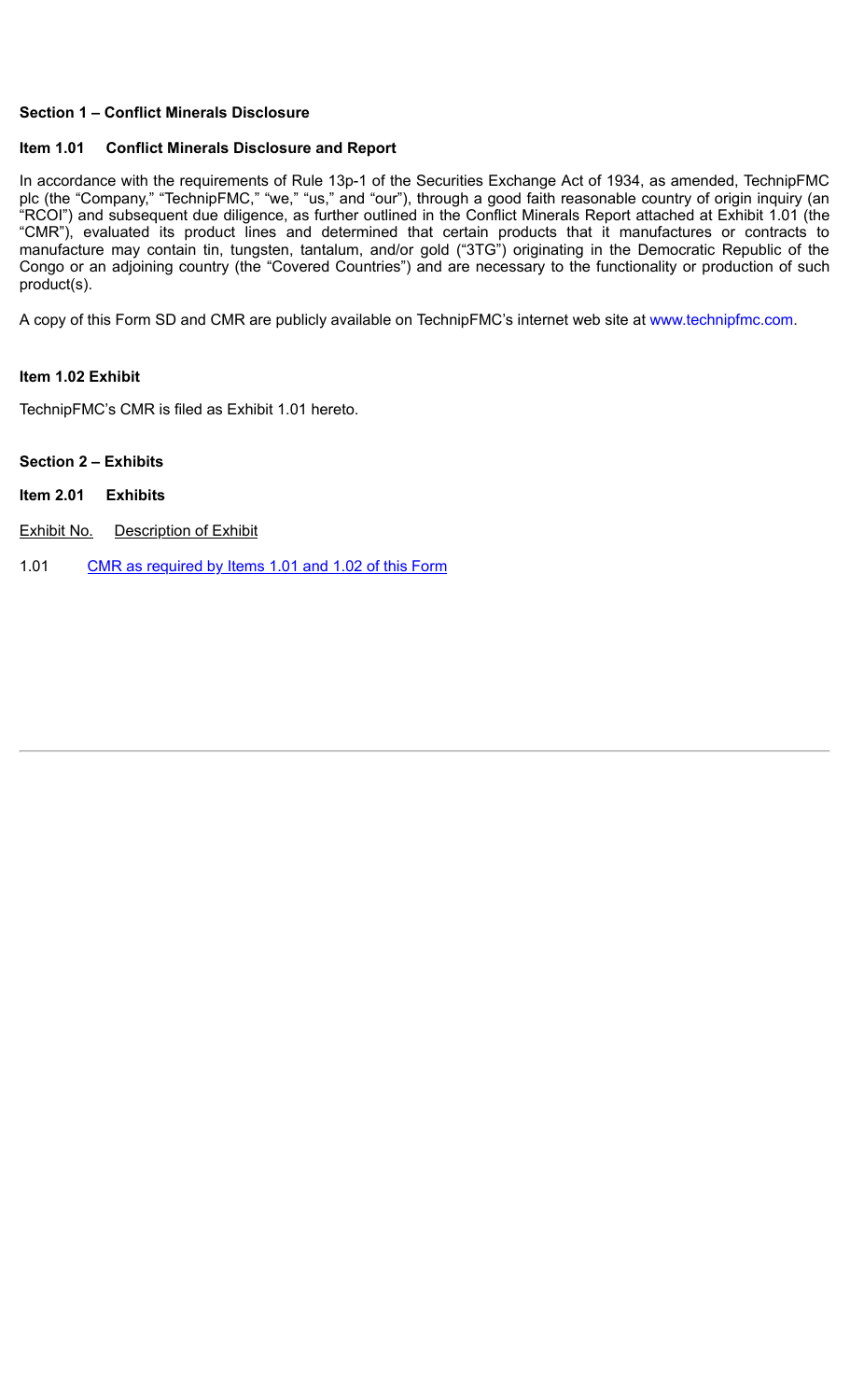**Section 1 – Conflict Minerals Disclosure**

**Item 1.01 Conflict Minerals Disclosure and Report**

In accordance with the requirements of Rule 13p-1 of the Securities Exchange Act of 1934, as amended, TechnipFMC plc (the "Company," "TechnipFMC," "we," "us," and "our"), through a good faith reasonable country of origin inquiry (an "RCOI") and subsequent due diligence, as further outlined in the Conflict Minerals Report attached at Exhibit 1.01 (the "CMR"), evaluated its product lines and determined that certain products that it manufactures or contracts to manufacture may contain tin, tungsten, tantalum, and/or gold ("3TG") originating in the Democratic Republic of the Congo or an adjoining country (the "Covered Countries") and are necessary to the functionality or production of such product(s).

A copy of this Form SD and CMR are publicly available on TechnipFMC's internet web site at www.technipfmc.com.

**Item 1.02 Exhibit**

TechnipFMC's CMR is filed as Exhibit 1.01 hereto.

**Section 2 – Exhibits**

**Item 2.01 Exhibits**

| Exhibit No. | Description of Exhibit |
|---|---|
| 1.01 | CMR as required by Items 1.01 and 1.02 of this Form |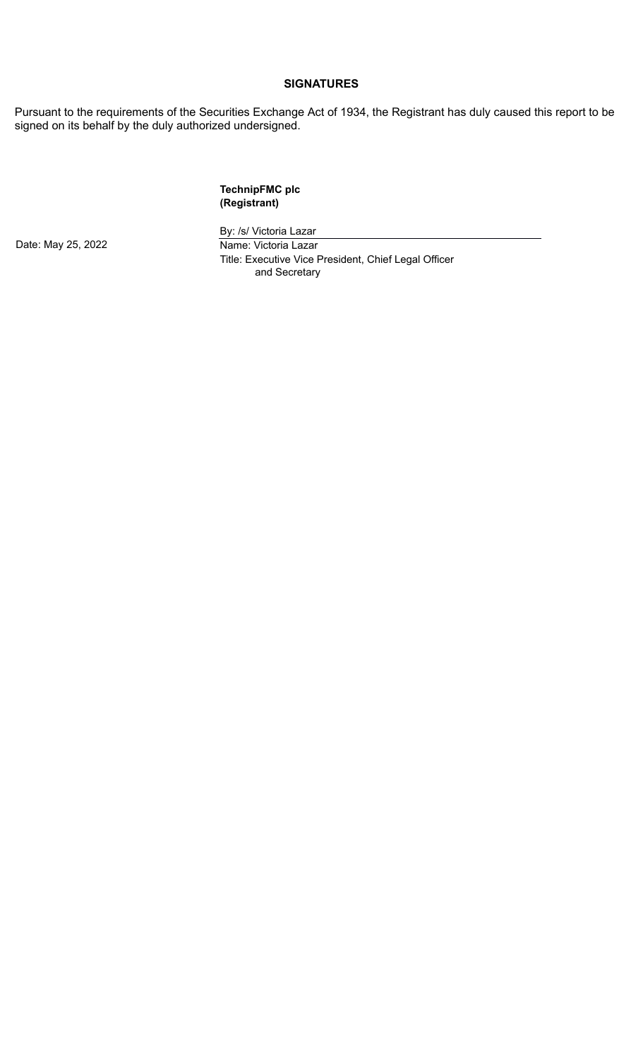## SIGNATURES

Pursuant to the requirements of the Securities Exchange Act of 1934, the Registrant has duly caused this report to be signed on its behalf by the duly authorized undersigned.

**TechnipFMC plc**
**(Registrant)**

Date: May 25, 2022

By: /s/ Victoria Lazar
Name: Victoria Lazar
Title: Executive Vice President, Chief Legal Officer and Secretary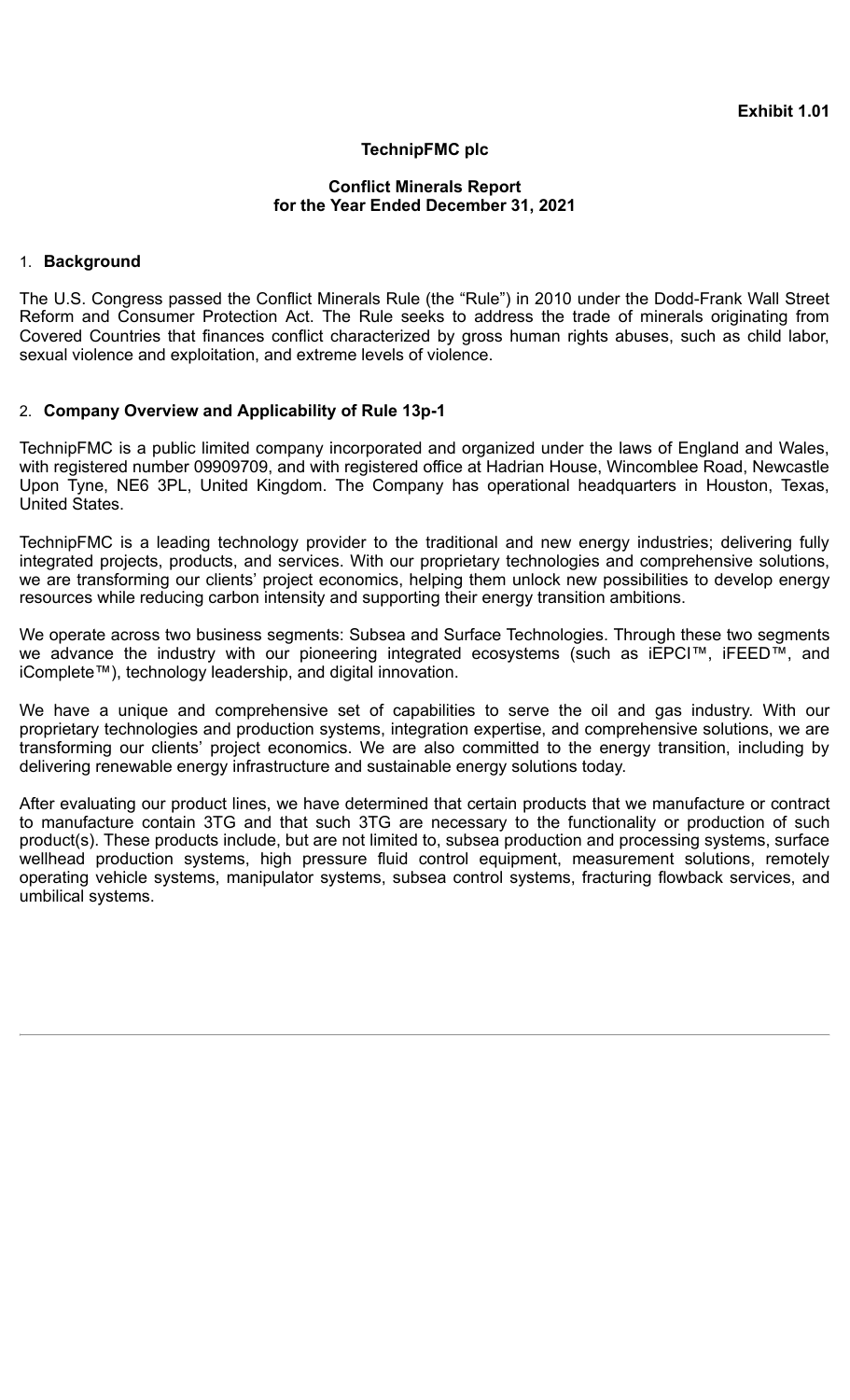**Exhibit 1.01**

**TechnipFMC plc**

**Conflict Minerals Report**
**for the Year Ended December 31, 2021**

1. **Background**

The U.S. Congress passed the Conflict Minerals Rule (the "Rule") in 2010 under the Dodd-Frank Wall Street Reform and Consumer Protection Act. The Rule seeks to address the trade of minerals originating from Covered Countries that finances conflict characterized by gross human rights abuses, such as child labor, sexual violence and exploitation, and extreme levels of violence.

2. **Company Overview and Applicability of Rule 13p-1**

TechnipFMC is a public limited company incorporated and organized under the laws of England and Wales, with registered number 09909709, and with registered office at Hadrian House, Wincomblee Road, Newcastle Upon Tyne, NE6 3PL, United Kingdom. The Company has operational headquarters in Houston, Texas, United States.

TechnipFMC is a leading technology provider to the traditional and new energy industries; delivering fully integrated projects, products, and services. With our proprietary technologies and comprehensive solutions, we are transforming our clients' project economics, helping them unlock new possibilities to develop energy resources while reducing carbon intensity and supporting their energy transition ambitions.

We operate across two business segments: Subsea and Surface Technologies. Through these two segments we advance the industry with our pioneering integrated ecosystems (such as iEPCI™, iFEED™, and iComplete™), technology leadership, and digital innovation.

We have a unique and comprehensive set of capabilities to serve the oil and gas industry. With our proprietary technologies and production systems, integration expertise, and comprehensive solutions, we are transforming our clients' project economics. We are also committed to the energy transition, including by delivering renewable energy infrastructure and sustainable energy solutions today.

After evaluating our product lines, we have determined that certain products that we manufacture or contract to manufacture contain 3TG and that such 3TG are necessary to the functionality or production of such product(s). These products include, but are not limited to, subsea production and processing systems, surface wellhead production systems, high pressure fluid control equipment, measurement solutions, remotely operating vehicle systems, manipulator systems, subsea control systems, fracturing flowback services, and umbilical systems.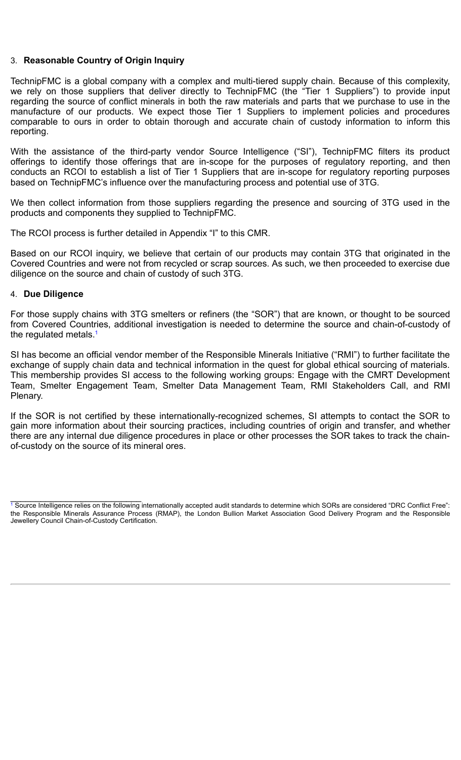## 3. **Reasonable Country of Origin Inquiry**

TechnipFMC is a global company with a complex and multi-tiered supply chain. Because of this complexity, we rely on those suppliers that deliver directly to TechnipFMC (the "Tier 1 Suppliers") to provide input regarding the source of conflict minerals in both the raw materials and parts that we purchase to use in the manufacture of our products. We expect those Tier 1 Suppliers to implement policies and procedures comparable to ours in order to obtain thorough and accurate chain of custody information to inform this reporting.

With the assistance of the third-party vendor Source Intelligence ("SI"), TechnipFMC filters its product offerings to identify those offerings that are in-scope for the purposes of regulatory reporting, and then conducts an RCOI to establish a list of Tier 1 Suppliers that are in-scope for regulatory reporting purposes based on TechnipFMC's influence over the manufacturing process and potential use of 3TG.

We then collect information from those suppliers regarding the presence and sourcing of 3TG used in the products and components they supplied to TechnipFMC.

The RCOI process is further detailed in Appendix "I" to this CMR.

Based on our RCOI inquiry, we believe that certain of our products may contain 3TG that originated in the Covered Countries and were not from recycled or scrap sources. As such, we then proceeded to exercise due diligence on the source and chain of custody of such 3TG.

## 4. **Due Diligence**

For those supply chains with 3TG smelters or refiners (the "SOR") that are known, or thought to be sourced from Covered Countries, additional investigation is needed to determine the source and chain-of-custody of the regulated metals.[1]

SI has become an official vendor member of the Responsible Minerals Initiative ("RMI") to further facilitate the exchange of supply chain data and technical information in the quest for global ethical sourcing of materials. This membership provides SI access to the following working groups: Engage with the CMRT Development Team, Smelter Engagement Team, Smelter Data Management Team, RMI Stakeholders Call, and RMI Plenary.

If the SOR is not certified by these internationally-recognized schemes, SI attempts to contact the SOR to gain more information about their sourcing practices, including countries of origin and transfer, and whether there are any internal due diligence procedures in place or other processes the SOR takes to track the chain-of-custody on the source of its mineral ores.

---

[1] Source Intelligence relies on the following internationally accepted audit standards to determine which SORs are considered "DRC Conflict Free": the Responsible Minerals Assurance Process (RMAP), the London Bullion Market Association Good Delivery Program and the Responsible Jewellery Council Chain-of-Custody Certification.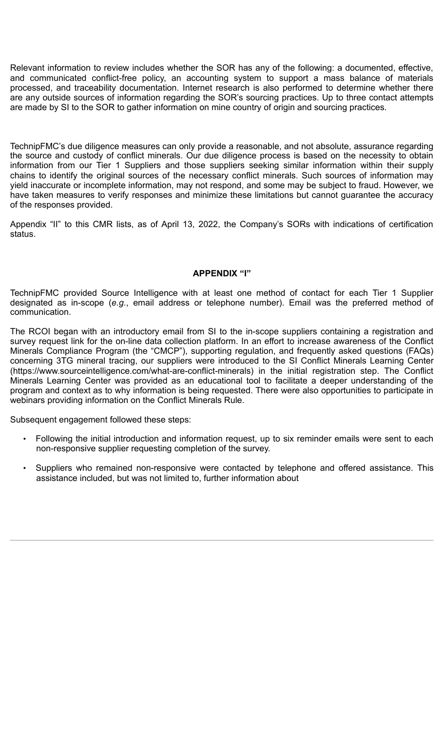Relevant information to review includes whether the SOR has any of the following: a documented, effective, and communicated conflict-free policy, an accounting system to support a mass balance of materials processed, and traceability documentation. Internet research is also performed to determine whether there are any outside sources of information regarding the SOR's sourcing practices. Up to three contact attempts are made by SI to the SOR to gather information on mine country of origin and sourcing practices.

TechnipFMC's due diligence measures can only provide a reasonable, and not absolute, assurance regarding the source and custody of conflict minerals. Our due diligence process is based on the necessity to obtain information from our Tier 1 Suppliers and those suppliers seeking similar information within their supply chains to identify the original sources of the necessary conflict minerals. Such sources of information may yield inaccurate or incomplete information, may not respond, and some may be subject to fraud. However, we have taken measures to verify responses and minimize these limitations but cannot guarantee the accuracy of the responses provided.

Appendix "II" to this CMR lists, as of April 13, 2022, the Company's SORs with indications of certification status.

## APPENDIX "I"

TechnipFMC provided Source Intelligence with at least one method of contact for each Tier 1 Supplier designated as in-scope (*e.g.*, email address or telephone number). Email was the preferred method of communication.

The RCOI began with an introductory email from SI to the in-scope suppliers containing a registration and survey request link for the on-line data collection platform. In an effort to increase awareness of the Conflict Minerals Compliance Program (the "CMCP"), supporting regulation, and frequently asked questions (FAQs) concerning 3TG mineral tracing, our suppliers were introduced to the SI Conflict Minerals Learning Center (https://www.sourceintelligence.com/what-are-conflict-minerals) in the initial registration step. The Conflict Minerals Learning Center was provided as an educational tool to facilitate a deeper understanding of the program and context as to why information is being requested. There were also opportunities to participate in webinars providing information on the Conflict Minerals Rule.

Subsequent engagement followed these steps:

- Following the initial introduction and information request, up to six reminder emails were sent to each non-responsive supplier requesting completion of the survey.
- Suppliers who remained non-responsive were contacted by telephone and offered assistance. This assistance included, but was not limited to, further information about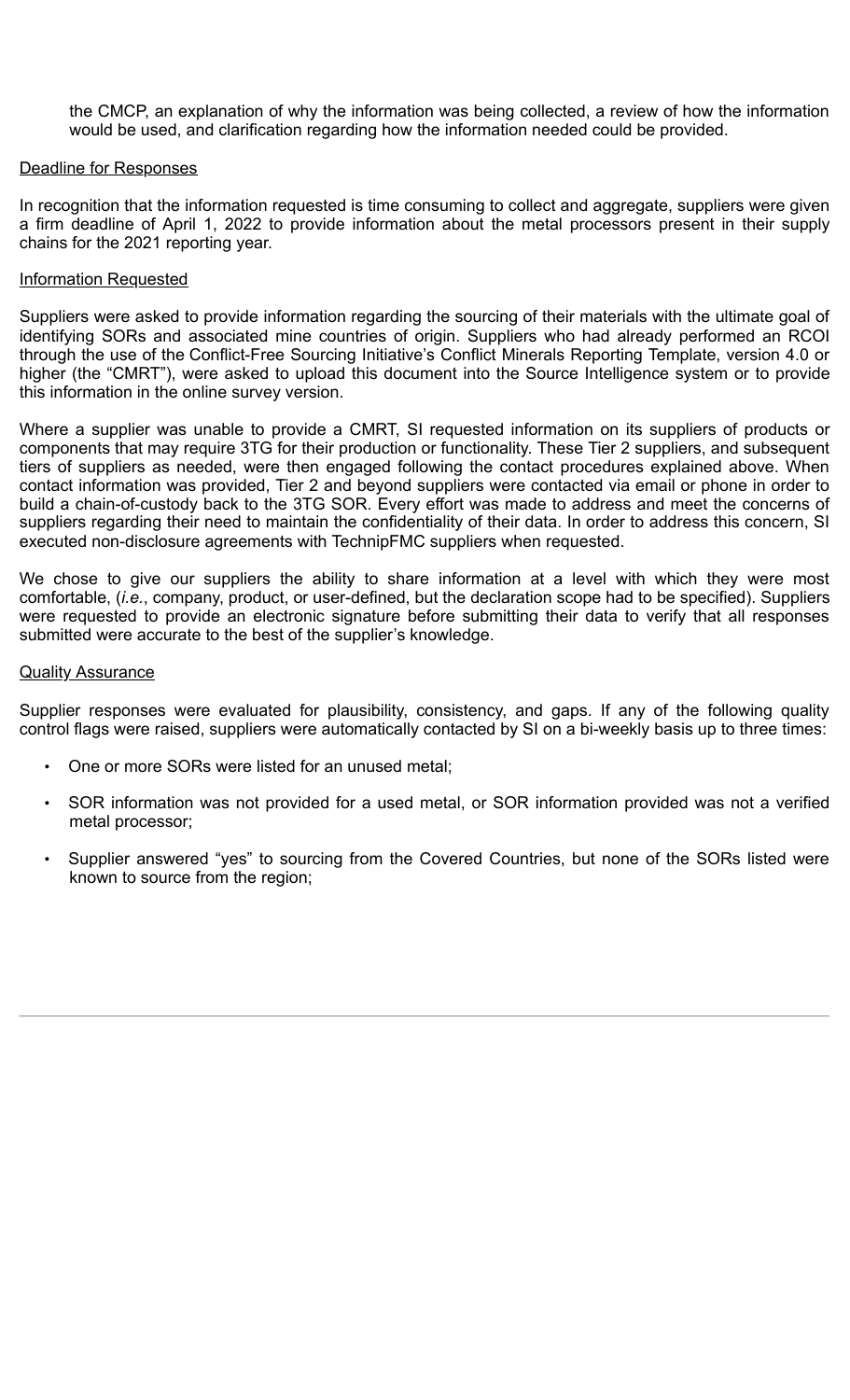the CMCP, an explanation of why the information was being collected, a review of how the information would be used, and clarification regarding how the information needed could be provided.

Deadline for Responses

In recognition that the information requested is time consuming to collect and aggregate, suppliers were given a firm deadline of April 1, 2022 to provide information about the metal processors present in their supply chains for the 2021 reporting year.

Information Requested

Suppliers were asked to provide information regarding the sourcing of their materials with the ultimate goal of identifying SORs and associated mine countries of origin. Suppliers who had already performed an RCOI through the use of the Conflict-Free Sourcing Initiative's Conflict Minerals Reporting Template, version 4.0 or higher (the "CMRT"), were asked to upload this document into the Source Intelligence system or to provide this information in the online survey version.

Where a supplier was unable to provide a CMRT, SI requested information on its suppliers of products or components that may require 3TG for their production or functionality. These Tier 2 suppliers, and subsequent tiers of suppliers as needed, were then engaged following the contact procedures explained above. When contact information was provided, Tier 2 and beyond suppliers were contacted via email or phone in order to build a chain-of-custody back to the 3TG SOR. Every effort was made to address and meet the concerns of suppliers regarding their need to maintain the confidentiality of their data. In order to address this concern, SI executed non-disclosure agreements with TechnipFMC suppliers when requested.

We chose to give our suppliers the ability to share information at a level with which they were most comfortable, (*i.e.*, company, product, or user-defined, but the declaration scope had to be specified). Suppliers were requested to provide an electronic signature before submitting their data to verify that all responses submitted were accurate to the best of the supplier's knowledge.

Quality Assurance

Supplier responses were evaluated for plausibility, consistency, and gaps. If any of the following quality control flags were raised, suppliers were automatically contacted by SI on a bi-weekly basis up to three times:

- One or more SORs were listed for an unused metal;
- SOR information was not provided for a used metal, or SOR information provided was not a verified metal processor;
- Supplier answered "yes" to sourcing from the Covered Countries, but none of the SORs listed were known to source from the region;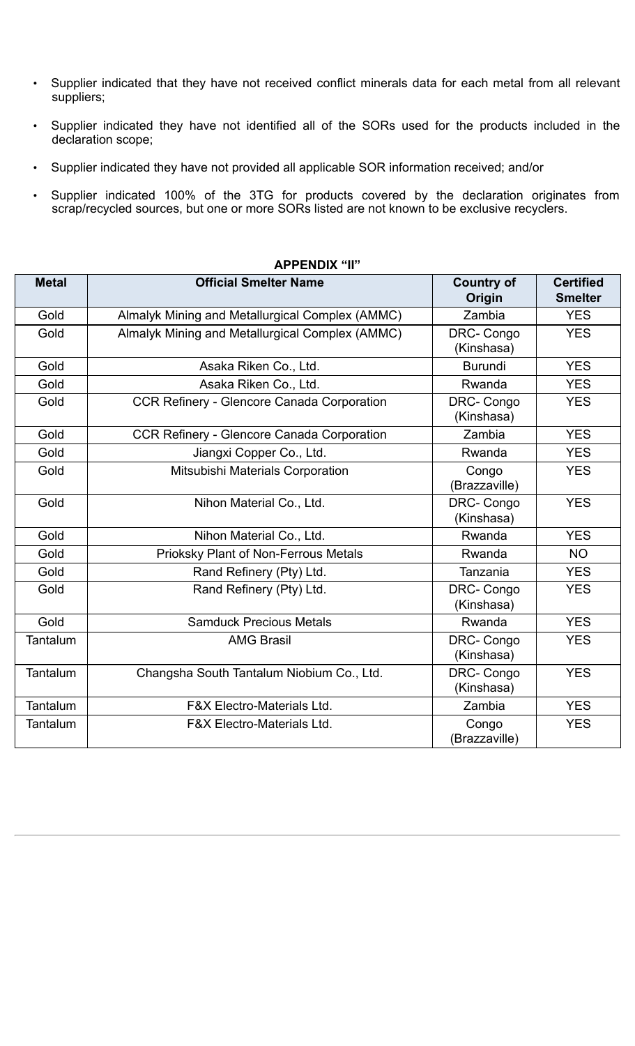- Supplier indicated that they have not received conflict minerals data for each metal from all relevant suppliers;
- Supplier indicated they have not identified all of the SORs used for the products included in the declaration scope;
- Supplier indicated they have not provided all applicable SOR information received; and/or
- Supplier indicated 100% of the 3TG for products covered by the declaration originates from scrap/recycled sources, but one or more SORs listed are not known to be exclusive recyclers.

**APPENDIX "II"**

| Metal | Official Smelter Name | Country of Origin | Certified Smelter |
|---|---|---|---|
| Gold | Almalyk Mining and Metallurgical Complex (AMMC) | Zambia | YES |
| Gold | Almalyk Mining and Metallurgical Complex (AMMC) | DRC- Congo (Kinshasa) | YES |
| Gold | Asaka Riken Co., Ltd. | Burundi | YES |
| Gold | Asaka Riken Co., Ltd. | Rwanda | YES |
| Gold | CCR Refinery - Glencore Canada Corporation | DRC- Congo (Kinshasa) | YES |
| Gold | CCR Refinery - Glencore Canada Corporation | Zambia | YES |
| Gold | Jiangxi Copper Co., Ltd. | Rwanda | YES |
| Gold | Mitsubishi Materials Corporation | Congo (Brazzaville) | YES |
| Gold | Nihon Material Co., Ltd. | DRC- Congo (Kinshasa) | YES |
| Gold | Nihon Material Co., Ltd. | Rwanda | YES |
| Gold | Prioksky Plant of Non-Ferrous Metals | Rwanda | NO |
| Gold | Rand Refinery (Pty) Ltd. | Tanzania | YES |
| Gold | Rand Refinery (Pty) Ltd. | DRC- Congo (Kinshasa) | YES |
| Gold | Samduck Precious Metals | Rwanda | YES |
| Tantalum | AMG Brasil | DRC- Congo (Kinshasa) | YES |
| Tantalum | Changsha South Tantalum Niobium Co., Ltd. | DRC- Congo (Kinshasa) | YES |
| Tantalum | F&X Electro-Materials Ltd. | Zambia | YES |
| Tantalum | F&X Electro-Materials Ltd. | Congo (Brazzaville) | YES |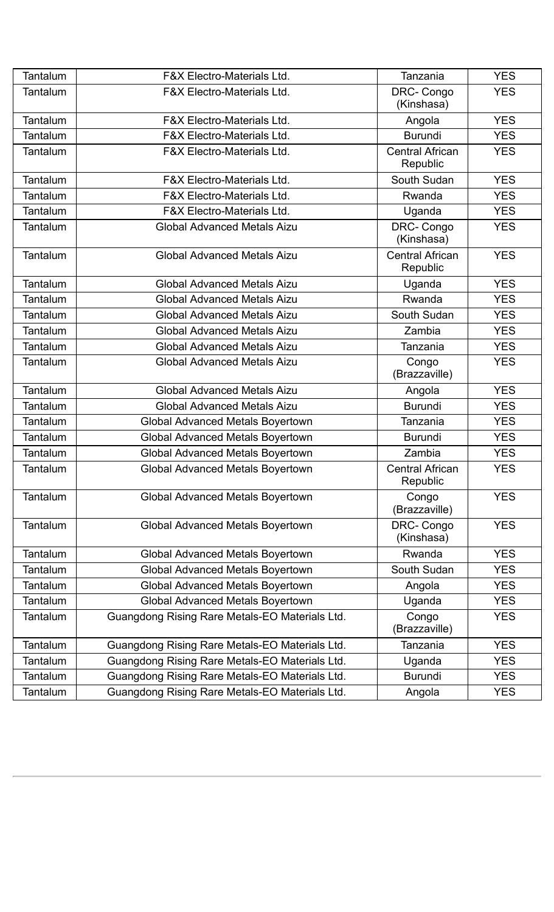| Tantalum | F&X Electro-Materials Ltd. | Tanzania | YES |
|---|---|---|---|
| Tantalum | F&X Electro-Materials Ltd. | DRC- Congo (Kinshasa) | YES |
| Tantalum | F&X Electro-Materials Ltd. | Angola | YES |
| Tantalum | F&X Electro-Materials Ltd. | Burundi | YES |
| Tantalum | F&X Electro-Materials Ltd. | Central African Republic | YES |
| Tantalum | F&X Electro-Materials Ltd. | South Sudan | YES |
| Tantalum | F&X Electro-Materials Ltd. | Rwanda | YES |
| Tantalum | F&X Electro-Materials Ltd. | Uganda | YES |
| Tantalum | Global Advanced Metals Aizu | DRC- Congo (Kinshasa) | YES |
| Tantalum | Global Advanced Metals Aizu | Central African Republic | YES |
| Tantalum | Global Advanced Metals Aizu | Uganda | YES |
| Tantalum | Global Advanced Metals Aizu | Rwanda | YES |
| Tantalum | Global Advanced Metals Aizu | South Sudan | YES |
| Tantalum | Global Advanced Metals Aizu | Zambia | YES |
| Tantalum | Global Advanced Metals Aizu | Tanzania | YES |
| Tantalum | Global Advanced Metals Aizu | Congo (Brazzaville) | YES |
| Tantalum | Global Advanced Metals Aizu | Angola | YES |
| Tantalum | Global Advanced Metals Aizu | Burundi | YES |
| Tantalum | Global Advanced Metals Boyertown | Tanzania | YES |
| Tantalum | Global Advanced Metals Boyertown | Burundi | YES |
| Tantalum | Global Advanced Metals Boyertown | Zambia | YES |
| Tantalum | Global Advanced Metals Boyertown | Central African Republic | YES |
| Tantalum | Global Advanced Metals Boyertown | Congo (Brazzaville) | YES |
| Tantalum | Global Advanced Metals Boyertown | DRC- Congo (Kinshasa) | YES |
| Tantalum | Global Advanced Metals Boyertown | Rwanda | YES |
| Tantalum | Global Advanced Metals Boyertown | South Sudan | YES |
| Tantalum | Global Advanced Metals Boyertown | Angola | YES |
| Tantalum | Global Advanced Metals Boyertown | Uganda | YES |
| Tantalum | Guangdong Rising Rare Metals-EO Materials Ltd. | Congo (Brazzaville) | YES |
| Tantalum | Guangdong Rising Rare Metals-EO Materials Ltd. | Tanzania | YES |
| Tantalum | Guangdong Rising Rare Metals-EO Materials Ltd. | Uganda | YES |
| Tantalum | Guangdong Rising Rare Metals-EO Materials Ltd. | Burundi | YES |
| Tantalum | Guangdong Rising Rare Metals-EO Materials Ltd. | Angola | YES |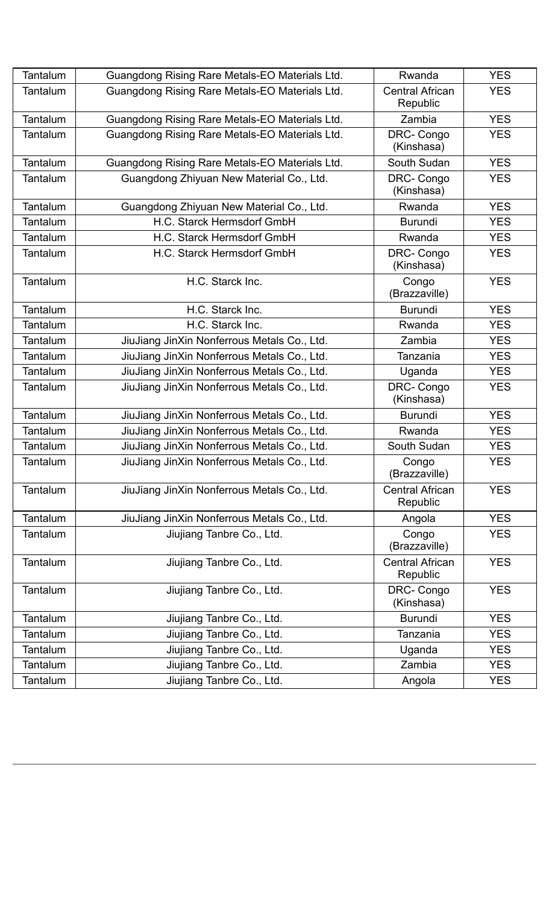| | | | |
|---|---|---|---|
| Tantalum | Guangdong Rising Rare Metals-EO Materials Ltd. | Rwanda | YES |
| Tantalum | Guangdong Rising Rare Metals-EO Materials Ltd. | Central African Republic | YES |
| Tantalum | Guangdong Rising Rare Metals-EO Materials Ltd. | Zambia | YES |
| Tantalum | Guangdong Rising Rare Metals-EO Materials Ltd. | DRC- Congo (Kinshasa) | YES |
| Tantalum | Guangdong Rising Rare Metals-EO Materials Ltd. | South Sudan | YES |
| Tantalum | Guangdong Zhiyuan New Material Co., Ltd. | DRC- Congo (Kinshasa) | YES |
| Tantalum | Guangdong Zhiyuan New Material Co., Ltd. | Rwanda | YES |
| Tantalum | H.C. Starck Hermsdorf GmbH | Burundi | YES |
| Tantalum | H.C. Starck Hermsdorf GmbH | Rwanda | YES |
| Tantalum | H.C. Starck Hermsdorf GmbH | DRC- Congo (Kinshasa) | YES |
| Tantalum | H.C. Starck Inc. | Congo (Brazzaville) | YES |
| Tantalum | H.C. Starck Inc. | Burundi | YES |
| Tantalum | H.C. Starck Inc. | Rwanda | YES |
| Tantalum | JiuJiang JinXin Nonferrous Metals Co., Ltd. | Zambia | YES |
| Tantalum | JiuJiang JinXin Nonferrous Metals Co., Ltd. | Tanzania | YES |
| Tantalum | JiuJiang JinXin Nonferrous Metals Co., Ltd. | Uganda | YES |
| Tantalum | JiuJiang JinXin Nonferrous Metals Co., Ltd. | DRC- Congo (Kinshasa) | YES |
| Tantalum | JiuJiang JinXin Nonferrous Metals Co., Ltd. | Burundi | YES |
| Tantalum | JiuJiang JinXin Nonferrous Metals Co., Ltd. | Rwanda | YES |
| Tantalum | JiuJiang JinXin Nonferrous Metals Co., Ltd. | South Sudan | YES |
| Tantalum | JiuJiang JinXin Nonferrous Metals Co., Ltd. | Congo (Brazzaville) | YES |
| Tantalum | JiuJiang JinXin Nonferrous Metals Co., Ltd. | Central African Republic | YES |
| Tantalum | JiuJiang JinXin Nonferrous Metals Co., Ltd. | Angola | YES |
| Tantalum | Jiujiang Tanbre Co., Ltd. | Congo (Brazzaville) | YES |
| Tantalum | Jiujiang Tanbre Co., Ltd. | Central African Republic | YES |
| Tantalum | Jiujiang Tanbre Co., Ltd. | DRC- Congo (Kinshasa) | YES |
| Tantalum | Jiujiang Tanbre Co., Ltd. | Burundi | YES |
| Tantalum | Jiujiang Tanbre Co., Ltd. | Tanzania | YES |
| Tantalum | Jiujiang Tanbre Co., Ltd. | Uganda | YES |
| Tantalum | Jiujiang Tanbre Co., Ltd. | Zambia | YES |
| Tantalum | Jiujiang Tanbre Co., Ltd. | Angola | YES |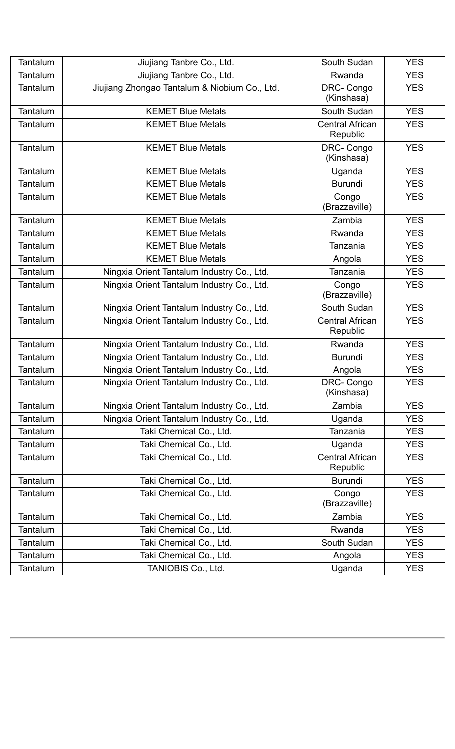| Tantalum | Jiujiang Tanbre Co., Ltd. | South Sudan | YES |
|---|---|---|---|
| Tantalum | Jiujiang Tanbre Co., Ltd. | Rwanda | YES |
| Tantalum | Jiujiang Zhongao Tantalum & Niobium Co., Ltd. | DRC- Congo (Kinshasa) | YES |
| Tantalum | KEMET Blue Metals | South Sudan | YES |
| Tantalum | KEMET Blue Metals | Central African Republic | YES |
| Tantalum | KEMET Blue Metals | DRC- Congo (Kinshasa) | YES |
| Tantalum | KEMET Blue Metals | Uganda | YES |
| Tantalum | KEMET Blue Metals | Burundi | YES |
| Tantalum | KEMET Blue Metals | Congo (Brazzaville) | YES |
| Tantalum | KEMET Blue Metals | Zambia | YES |
| Tantalum | KEMET Blue Metals | Rwanda | YES |
| Tantalum | KEMET Blue Metals | Tanzania | YES |
| Tantalum | KEMET Blue Metals | Angola | YES |
| Tantalum | Ningxia Orient Tantalum Industry Co., Ltd. | Tanzania | YES |
| Tantalum | Ningxia Orient Tantalum Industry Co., Ltd. | Congo (Brazzaville) | YES |
| Tantalum | Ningxia Orient Tantalum Industry Co., Ltd. | South Sudan | YES |
| Tantalum | Ningxia Orient Tantalum Industry Co., Ltd. | Central African Republic | YES |
| Tantalum | Ningxia Orient Tantalum Industry Co., Ltd. | Rwanda | YES |
| Tantalum | Ningxia Orient Tantalum Industry Co., Ltd. | Burundi | YES |
| Tantalum | Ningxia Orient Tantalum Industry Co., Ltd. | Angola | YES |
| Tantalum | Ningxia Orient Tantalum Industry Co., Ltd. | DRC- Congo (Kinshasa) | YES |
| Tantalum | Ningxia Orient Tantalum Industry Co., Ltd. | Zambia | YES |
| Tantalum | Ningxia Orient Tantalum Industry Co., Ltd. | Uganda | YES |
| Tantalum | Taki Chemical Co., Ltd. | Tanzania | YES |
| Tantalum | Taki Chemical Co., Ltd. | Uganda | YES |
| Tantalum | Taki Chemical Co., Ltd. | Central African Republic | YES |
| Tantalum | Taki Chemical Co., Ltd. | Burundi | YES |
| Tantalum | Taki Chemical Co., Ltd. | Congo (Brazzaville) | YES |
| Tantalum | Taki Chemical Co., Ltd. | Zambia | YES |
| Tantalum | Taki Chemical Co., Ltd. | Rwanda | YES |
| Tantalum | Taki Chemical Co., Ltd. | South Sudan | YES |
| Tantalum | Taki Chemical Co., Ltd. | Angola | YES |
| Tantalum | TANIOBIS Co., Ltd. | Uganda | YES |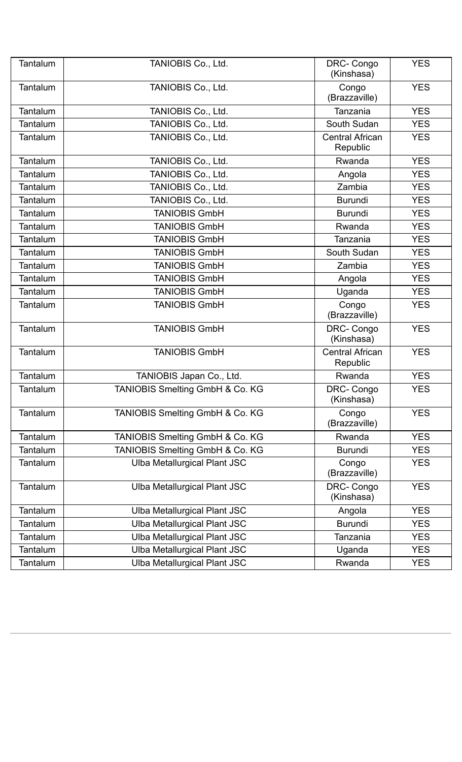| Tantalum | TANIOBIS Co., Ltd. | DRC- Congo (Kinshasa) | YES |
|---|---|---|---|
| Tantalum | TANIOBIS Co., Ltd. | Congo (Brazzaville) | YES |
| Tantalum | TANIOBIS Co., Ltd. | Tanzania | YES |
| Tantalum | TANIOBIS Co., Ltd. | South Sudan | YES |
| Tantalum | TANIOBIS Co., Ltd. | Central African Republic | YES |
| Tantalum | TANIOBIS Co., Ltd. | Rwanda | YES |
| Tantalum | TANIOBIS Co., Ltd. | Angola | YES |
| Tantalum | TANIOBIS Co., Ltd. | Zambia | YES |
| Tantalum | TANIOBIS Co., Ltd. | Burundi | YES |
| Tantalum | TANIOBIS GmbH | Burundi | YES |
| Tantalum | TANIOBIS GmbH | Rwanda | YES |
| Tantalum | TANIOBIS GmbH | Tanzania | YES |
| Tantalum | TANIOBIS GmbH | South Sudan | YES |
| Tantalum | TANIOBIS GmbH | Zambia | YES |
| Tantalum | TANIOBIS GmbH | Angola | YES |
| Tantalum | TANIOBIS GmbH | Uganda | YES |
| Tantalum | TANIOBIS GmbH | Congo (Brazzaville) | YES |
| Tantalum | TANIOBIS GmbH | DRC- Congo (Kinshasa) | YES |
| Tantalum | TANIOBIS GmbH | Central African Republic | YES |
| Tantalum | TANIOBIS Japan Co., Ltd. | Rwanda | YES |
| Tantalum | TANIOBIS Smelting GmbH & Co. KG | DRC- Congo (Kinshasa) | YES |
| Tantalum | TANIOBIS Smelting GmbH & Co. KG | Congo (Brazzaville) | YES |
| Tantalum | TANIOBIS Smelting GmbH & Co. KG | Rwanda | YES |
| Tantalum | TANIOBIS Smelting GmbH & Co. KG | Burundi | YES |
| Tantalum | Ulba Metallurgical Plant JSC | Congo (Brazzaville) | YES |
| Tantalum | Ulba Metallurgical Plant JSC | DRC- Congo (Kinshasa) | YES |
| Tantalum | Ulba Metallurgical Plant JSC | Angola | YES |
| Tantalum | Ulba Metallurgical Plant JSC | Burundi | YES |
| Tantalum | Ulba Metallurgical Plant JSC | Tanzania | YES |
| Tantalum | Ulba Metallurgical Plant JSC | Uganda | YES |
| Tantalum | Ulba Metallurgical Plant JSC | Rwanda | YES |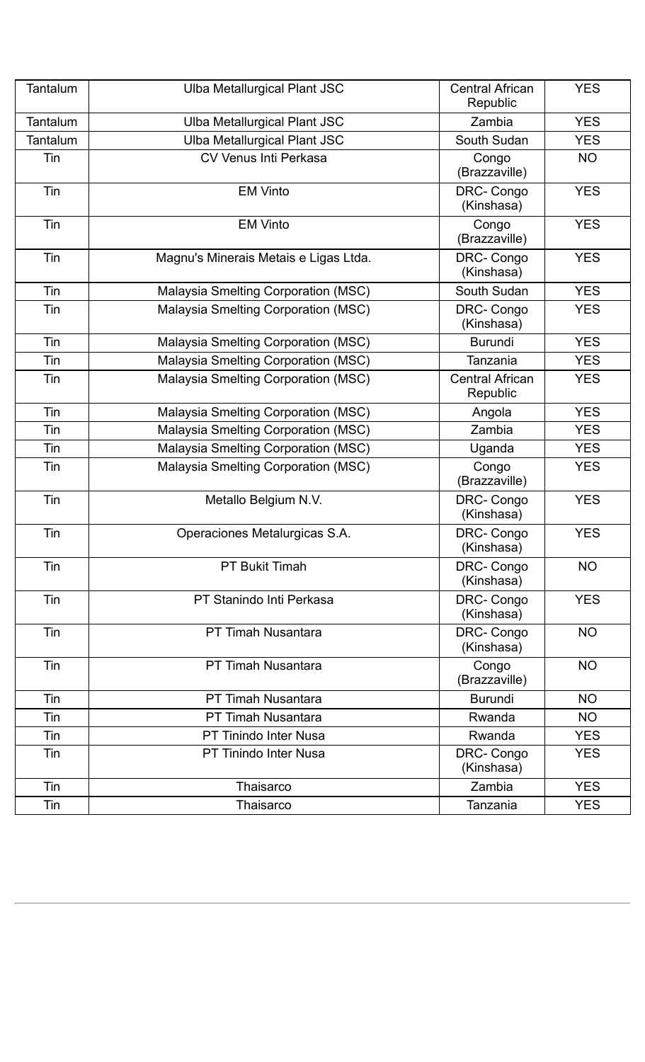| Tantalum | Ulba Metallurgical Plant JSC | Central African Republic | YES |
|---|---|---|---|
| Tantalum | Ulba Metallurgical Plant JSC | Zambia | YES |
| Tantalum | Ulba Metallurgical Plant JSC | South Sudan | YES |
| Tin | CV Venus Inti Perkasa | Congo (Brazzaville) | NO |
| Tin | EM Vinto | DRC- Congo (Kinshasa) | YES |
| Tin | EM Vinto | Congo (Brazzaville) | YES |
| Tin | Magnu's Minerais Metais e Ligas Ltda. | DRC- Congo (Kinshasa) | YES |
| Tin | Malaysia Smelting Corporation (MSC) | South Sudan | YES |
| Tin | Malaysia Smelting Corporation (MSC) | DRC- Congo (Kinshasa) | YES |
| Tin | Malaysia Smelting Corporation (MSC) | Burundi | YES |
| Tin | Malaysia Smelting Corporation (MSC) | Tanzania | YES |
| Tin | Malaysia Smelting Corporation (MSC) | Central African Republic | YES |
| Tin | Malaysia Smelting Corporation (MSC) | Angola | YES |
| Tin | Malaysia Smelting Corporation (MSC) | Zambia | YES |
| Tin | Malaysia Smelting Corporation (MSC) | Uganda | YES |
| Tin | Malaysia Smelting Corporation (MSC) | Congo (Brazzaville) | YES |
| Tin | Metallo Belgium N.V. | DRC- Congo (Kinshasa) | YES |
| Tin | Operaciones Metalurgicas S.A. | DRC- Congo (Kinshasa) | YES |
| Tin | PT Bukit Timah | DRC- Congo (Kinshasa) | NO |
| Tin | PT Stanindo Inti Perkasa | DRC- Congo (Kinshasa) | YES |
| Tin | PT Timah Nusantara | DRC- Congo (Kinshasa) | NO |
| Tin | PT Timah Nusantara | Congo (Brazzaville) | NO |
| Tin | PT Timah Nusantara | Burundi | NO |
| Tin | PT Timah Nusantara | Rwanda | NO |
| Tin | PT Tinindo Inter Nusa | Rwanda | YES |
| Tin | PT Tinindo Inter Nusa | DRC- Congo (Kinshasa) | YES |
| Tin | Thaisarco | Zambia | YES |
| Tin | Thaisarco | Tanzania | YES |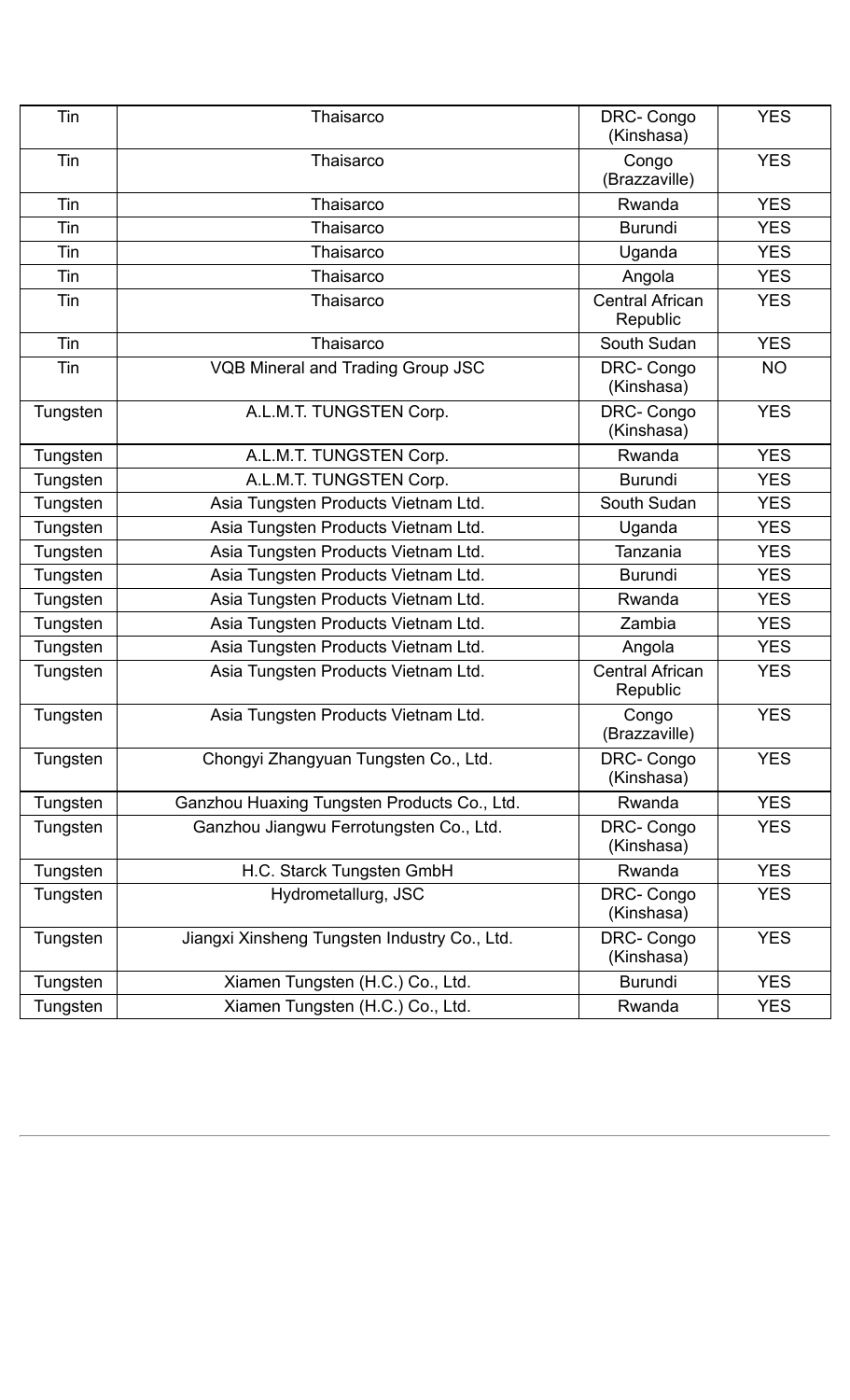| Tin | Thaisarco | DRC- Congo (Kinshasa) | YES |
|---|---|---|---|
| Tin | Thaisarco | Congo (Brazzaville) | YES |
| Tin | Thaisarco | Rwanda | YES |
| Tin | Thaisarco | Burundi | YES |
| Tin | Thaisarco | Uganda | YES |
| Tin | Thaisarco | Angola | YES |
| Tin | Thaisarco | Central African Republic | YES |
| Tin | Thaisarco | South Sudan | YES |
| Tin | VQB Mineral and Trading Group JSC | DRC- Congo (Kinshasa) | NO |
| Tungsten | A.L.M.T. TUNGSTEN Corp. | DRC- Congo (Kinshasa) | YES |
| Tungsten | A.L.M.T. TUNGSTEN Corp. | Rwanda | YES |
| Tungsten | A.L.M.T. TUNGSTEN Corp. | Burundi | YES |
| Tungsten | Asia Tungsten Products Vietnam Ltd. | South Sudan | YES |
| Tungsten | Asia Tungsten Products Vietnam Ltd. | Uganda | YES |
| Tungsten | Asia Tungsten Products Vietnam Ltd. | Tanzania | YES |
| Tungsten | Asia Tungsten Products Vietnam Ltd. | Burundi | YES |
| Tungsten | Asia Tungsten Products Vietnam Ltd. | Rwanda | YES |
| Tungsten | Asia Tungsten Products Vietnam Ltd. | Zambia | YES |
| Tungsten | Asia Tungsten Products Vietnam Ltd. | Angola | YES |
| Tungsten | Asia Tungsten Products Vietnam Ltd. | Central African Republic | YES |
| Tungsten | Asia Tungsten Products Vietnam Ltd. | Congo (Brazzaville) | YES |
| Tungsten | Chongyi Zhangyuan Tungsten Co., Ltd. | DRC- Congo (Kinshasa) | YES |
| Tungsten | Ganzhou Huaxing Tungsten Products Co., Ltd. | Rwanda | YES |
| Tungsten | Ganzhou Jiangwu Ferrotungsten Co., Ltd. | DRC- Congo (Kinshasa) | YES |
| Tungsten | H.C. Starck Tungsten GmbH | Rwanda | YES |
| Tungsten | Hydrometallurg, JSC | DRC- Congo (Kinshasa) | YES |
| Tungsten | Jiangxi Xinsheng Tungsten Industry Co., Ltd. | DRC- Congo (Kinshasa) | YES |
| Tungsten | Xiamen Tungsten (H.C.) Co., Ltd. | Burundi | YES |
| Tungsten | Xiamen Tungsten (H.C.) Co., Ltd. | Rwanda | YES |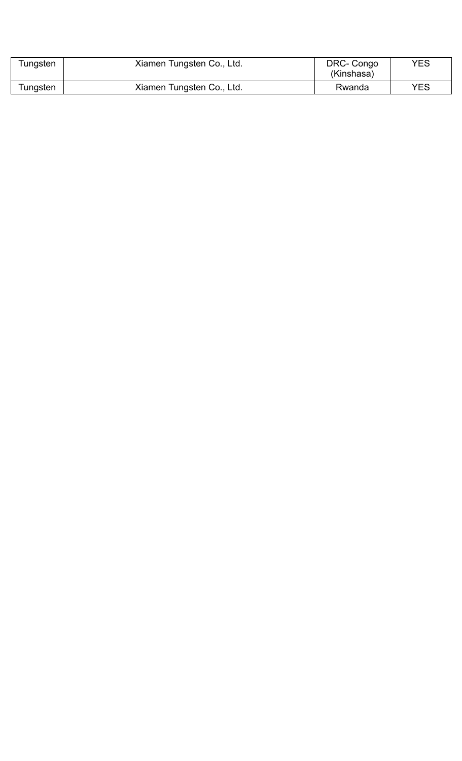| | | | |
|---|---|---|---|
| Tungsten | Xiamen Tungsten Co., Ltd. | DRC- Congo (Kinshasa) | YES |
| Tungsten | Xiamen Tungsten Co., Ltd. | Rwanda | YES |